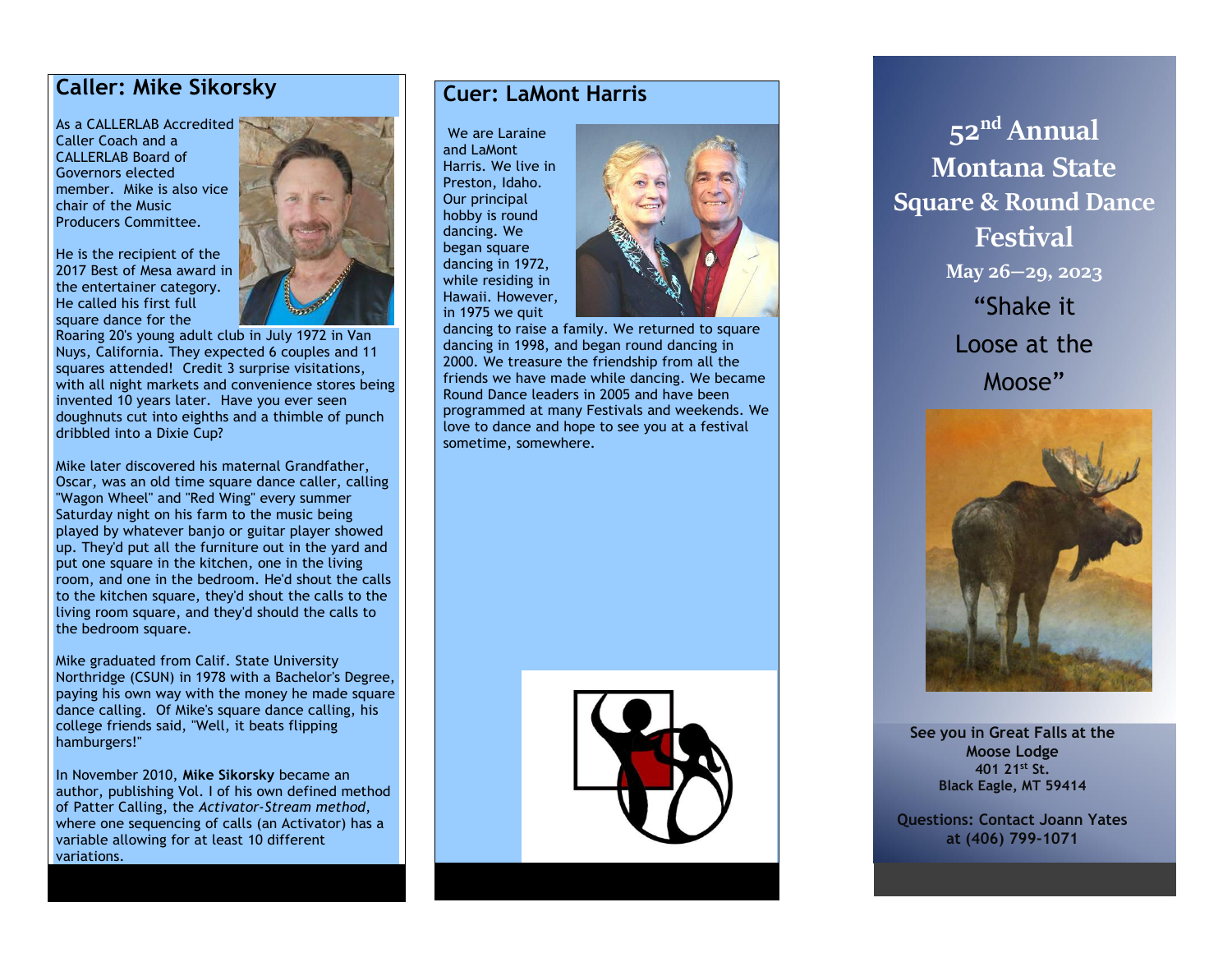## Caller: Mike Sikorsky

As a CALLERLAB Accredited Caller Coach and a CALLERLAB Board of Governors elected member. Mike is also vice chair of the Music Producers Committee.

He is the recipient of the 2017 Best of Mesa award in the entertainer category. He called his first full square dance for the Roaring 20's young adult club in July 1972 in Van Nuys, California. They expected 6 couples and 11 squares attended! Credit 3 surprise visitations, with all night markets and convenience stores being invented 10 years later. Have you ever seen doughnuts cut into eighths and a thimble of punch dribbled into a Dixie Cup?

Mike later discovered his maternal Grandfather, Oscar, was an old time square dance caller, calling "Wagon Wheel" and "Red Wing" every summer Saturday night on his farm to the music being played by whatever banjo or guitar player showed up. They'd put all the furniture out in the yard and put one square in the kitchen, one in the living room, and one in the bedroom. He'd shout the calls to the kitchen square, they'd shout the calls to the living room square, and they'd should the calls to the bedroom square.

Mike graduated from Calif. State University Northridge (CSUN) in 1978 with a Bachelor's Degree, paying his own way with the money he made square dance calling. Of Mike's square dance calling, his college friends said, "Well, it beats flipping hamburgers!"

In November 2010, **Mike Sikorsky** became an author, publishing Vol. I of his own defined method of Patter Calling, the *Activator-Stream method*, where one sequencing of calls (an Activator) has a variable allowing for at least 10 different variations.

## Cuer: LaMont Harris

We are Laraine and LaMont Harris. We live in Preston, Idaho. Our principal hobby is round dancing. We began square dancing in 1972, while residing in Hawaii. However, in 1975 we quit dancing to raise a family. We returned to square dancing in 1998, and began round dancing in 2000. We treasure the friendship from all the friends we have made while dancing. We became Round Dance leaders in 2005 and have been programmed at many Festivals and weekends. We love to dance and hope to see you at a festival sometime, somewhere.

# 52nd Annual Montana State Square & Round Dance Festival

**May 26—29, 2023**

"Shake it Loose at the Moose"

**See you in Great Falls at the Moose Lodge**
**401 21st St.**
**Black Eagle, MT 59414**

**Questions: Contact Joann Yates at (406) 799-1071**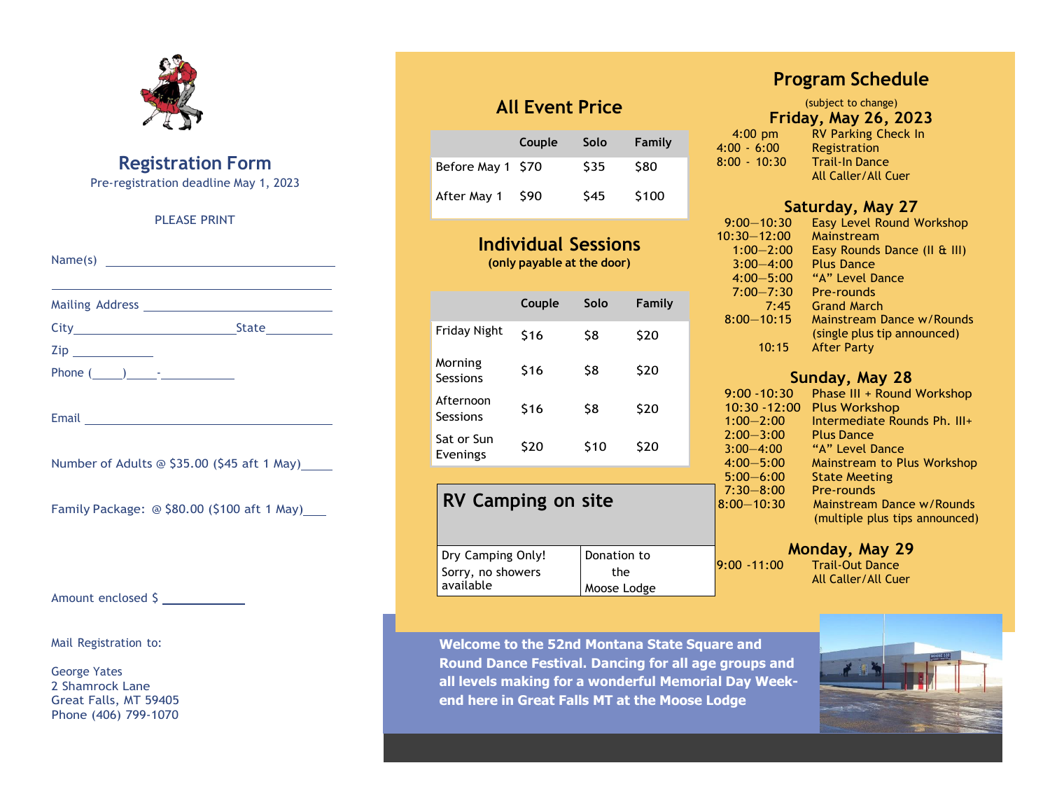## Registration Form

Pre-registration deadline May 1, 2023

PLEASE PRINT

Name(s) ______________________________

______________________________

Mailing Address ______________________________

City______________________State__________

Zip ____________

Phone (_____)_____-___________

Email ______________________________

Number of Adults @ $35.00 ($45 aft 1 May)_____

Family Package: @ $80.00 ($100 aft 1 May)____

Amount enclosed $ ___________

Mail Registration to:

George Yates
2 Shamrock Lane
Great Falls, MT 59405
Phone (406) 799-1070

## All Event Price

| | Couple | Solo | Family |
|---|---|---|---|
| Before May 1 | $70 | $35 | $80 |
| After May 1 | $90 | $45 | $100 |

## Individual Sessions

**(only payable at the door)**

| | Couple | Solo | Family |
|---|---|---|---|
| Friday Night | $16 | $8 | $20 |
| Morning Sessions | $16 | $8 | $20 |
| Afternoon Sessions | $16 | $8 | $20 |
| Sat or Sun Evenings | $20 | $10 | $20 |

## RV Camping on site

| | |
|---|---|
| Dry Camping Only! Sorry, no showers available | Donation to the Moose Lodge |

## Program Schedule

(subject to change)

### Friday, May 26, 2023

| | |
|---|---|
| 4:00 pm | RV Parking Check In |
| 4:00 - 6:00 | Registration |
| 8:00 - 10:30 | Trail-In Dance<br>All Caller/All Cuer |

### Saturday, May 27

| | |
|---|---|
| 9:00—10:30 | Easy Level Round Workshop |
| 10:30—12:00 | Mainstream |
| 1:00—2:00 | Easy Rounds Dance (II & III) |
| 3:00—4:00 | Plus Dance |
| 4:00—5:00 | "A" Level Dance |
| 7:00—7:30 | Pre-rounds |
| 7:45 | Grand March |
| 8:00—10:15 | Mainstream Dance w/Rounds<br>(single plus tip announced) |
| 10:15 | After Party |

### Sunday, May 28

| | |
|---|---|
| 9:00 -10:30 | Phase III + Round Workshop |
| 10:30 -12:00 | Plus Workshop |
| 1:00—2:00 | Intermediate Rounds Ph. III+ |
| 2:00—3:00 | Plus Dance |
| 3:00—4:00 | "A" Level Dance |
| 4:00—5:00 | Mainstream to Plus Workshop |
| 5:00—6:00 | State Meeting |
| 7:30—8:00 | Pre-rounds |
| 8:00—10:30 | Mainstream Dance w/Rounds<br>(multiple plus tips announced) |

### Monday, May 29

| | |
|---|---|
| 9:00 -11:00 | Trail-Out Dance<br>All Caller/All Cuer |

**Welcome to the 52nd Montana State Square and Round Dance Festival. Dancing for all age groups and all levels making for a wonderful Memorial Day Week-end here in Great Falls MT at the Moose Lodge**